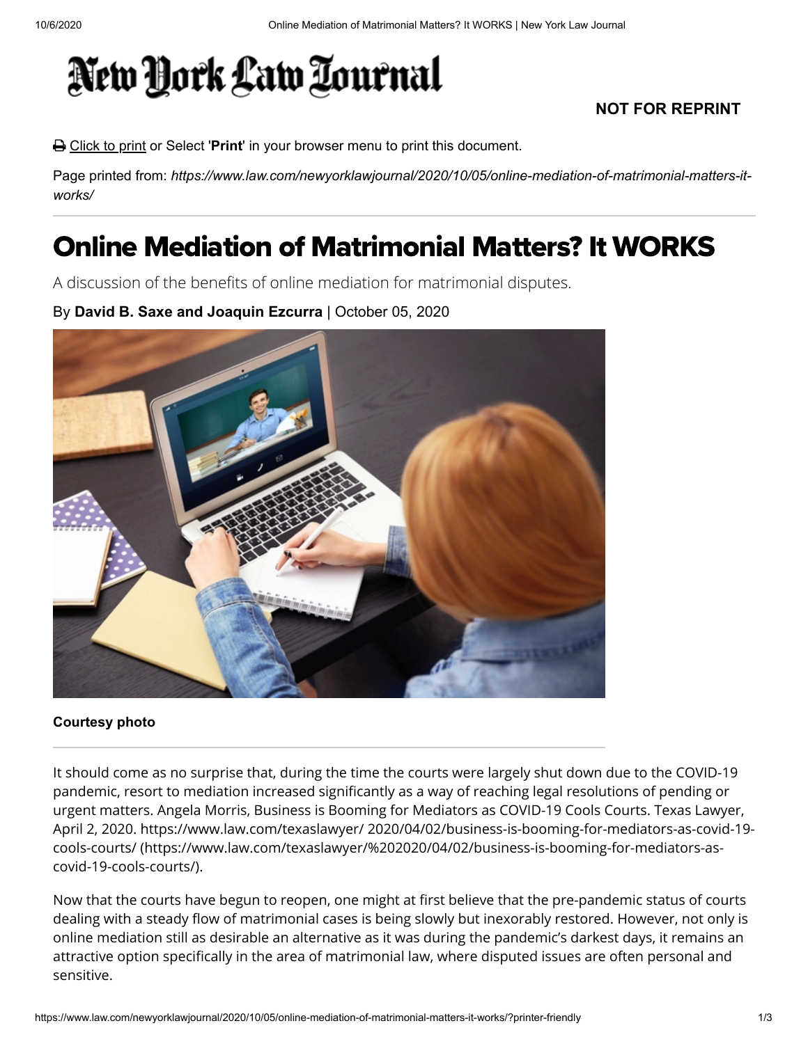# Online Mediation of Matrimonial Matters? It WORKS

A discussion of the benefits of online mediation for matrimonial disputes.

By **David B. Saxe and Joaquin Ezcurra** | October 05, 2020

**Courtesy photo**

It should come as no surprise that, during the time the courts were largely shut down due to the COVID-19 pandemic, resort to mediation increased significantly as a way of reaching legal resolutions of pending or urgent matters. Angela Morris, Business is Booming for Mediators as COVID-19 Cools Courts. Texas Lawyer, April 2, 2020. https://www.law.com/texaslawyer/ 2020/04/02/business-is-booming-for-mediators-as-covid-19-cools-courts/ (https://www.law.com/texaslawyer/%202020/04/02/business-is-booming-for-mediators-as-covid-19-cools-courts/).

Now that the courts have begun to reopen, one might at first believe that the pre-pandemic status of courts dealing with a steady flow of matrimonial cases is being slowly but inexorably restored. However, not only is online mediation still as desirable an alternative as it was during the pandemic's darkest days, it remains an attractive option specifically in the area of matrimonial law, where disputed issues are often personal and sensitive.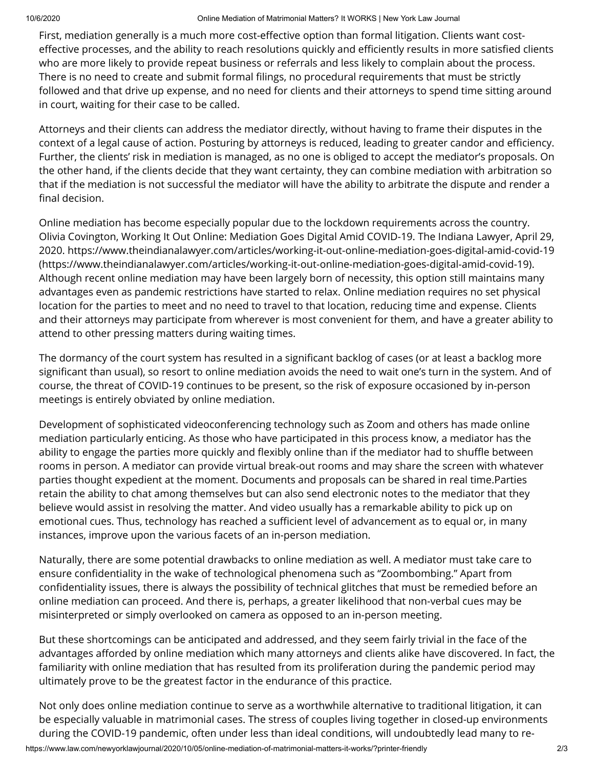First, mediation generally is a much more cost-effective option than formal litigation. Clients want cost-effective processes, and the ability to reach resolutions quickly and efficiently results in more satisfied clients who are more likely to provide repeat business or referrals and less likely to complain about the process. There is no need to create and submit formal filings, no procedural requirements that must be strictly followed and that drive up expense, and no need for clients and their attorneys to spend time sitting around in court, waiting for their case to be called.

Attorneys and their clients can address the mediator directly, without having to frame their disputes in the context of a legal cause of action. Posturing by attorneys is reduced, leading to greater candor and efficiency. Further, the clients' risk in mediation is managed, as no one is obliged to accept the mediator's proposals. On the other hand, if the clients decide that they want certainty, they can combine mediation with arbitration so that if the mediation is not successful the mediator will have the ability to arbitrate the dispute and render a final decision.

Online mediation has become especially popular due to the lockdown requirements across the country. Olivia Covington, Working It Out Online: Mediation Goes Digital Amid COVID-19. The Indiana Lawyer, April 29, 2020. https://www.theindianalawyer.com/articles/working-it-out-online-mediation-goes-digital-amid-covid-19 (https://www.theindianalawyer.com/articles/working-it-out-online-mediation-goes-digital-amid-covid-19). Although recent online mediation may have been largely born of necessity, this option still maintains many advantages even as pandemic restrictions have started to relax. Online mediation requires no set physical location for the parties to meet and no need to travel to that location, reducing time and expense. Clients and their attorneys may participate from wherever is most convenient for them, and have a greater ability to attend to other pressing matters during waiting times.

The dormancy of the court system has resulted in a significant backlog of cases (or at least a backlog more significant than usual), so resort to online mediation avoids the need to wait one's turn in the system. And of course, the threat of COVID-19 continues to be present, so the risk of exposure occasioned by in-person meetings is entirely obviated by online mediation.

Development of sophisticated videoconferencing technology such as Zoom and others has made online mediation particularly enticing. As those who have participated in this process know, a mediator has the ability to engage the parties more quickly and flexibly online than if the mediator had to shuffle between rooms in person. A mediator can provide virtual break-out rooms and may share the screen with whatever parties thought expedient at the moment. Documents and proposals can be shared in real time.Parties retain the ability to chat among themselves but can also send electronic notes to the mediator that they believe would assist in resolving the matter. And video usually has a remarkable ability to pick up on emotional cues. Thus, technology has reached a sufficient level of advancement as to equal or, in many instances, improve upon the various facets of an in-person mediation.

Naturally, there are some potential drawbacks to online mediation as well. A mediator must take care to ensure confidentiality in the wake of technological phenomena such as "Zoombombing." Apart from confidentiality issues, there is always the possibility of technical glitches that must be remedied before an online mediation can proceed. And there is, perhaps, a greater likelihood that non-verbal cues may be misinterpreted or simply overlooked on camera as opposed to an in-person meeting.

But these shortcomings can be anticipated and addressed, and they seem fairly trivial in the face of the advantages afforded by online mediation which many attorneys and clients alike have discovered. In fact, the familiarity with online mediation that has resulted from its proliferation during the pandemic period may ultimately prove to be the greatest factor in the endurance of this practice.

Not only does online mediation continue to serve as a worthwhile alternative to traditional litigation, it can be especially valuable in matrimonial cases. The stress of couples living together in closed-up environments during the COVID-19 pandemic, often under less than ideal conditions, will undoubtedly lead many to re-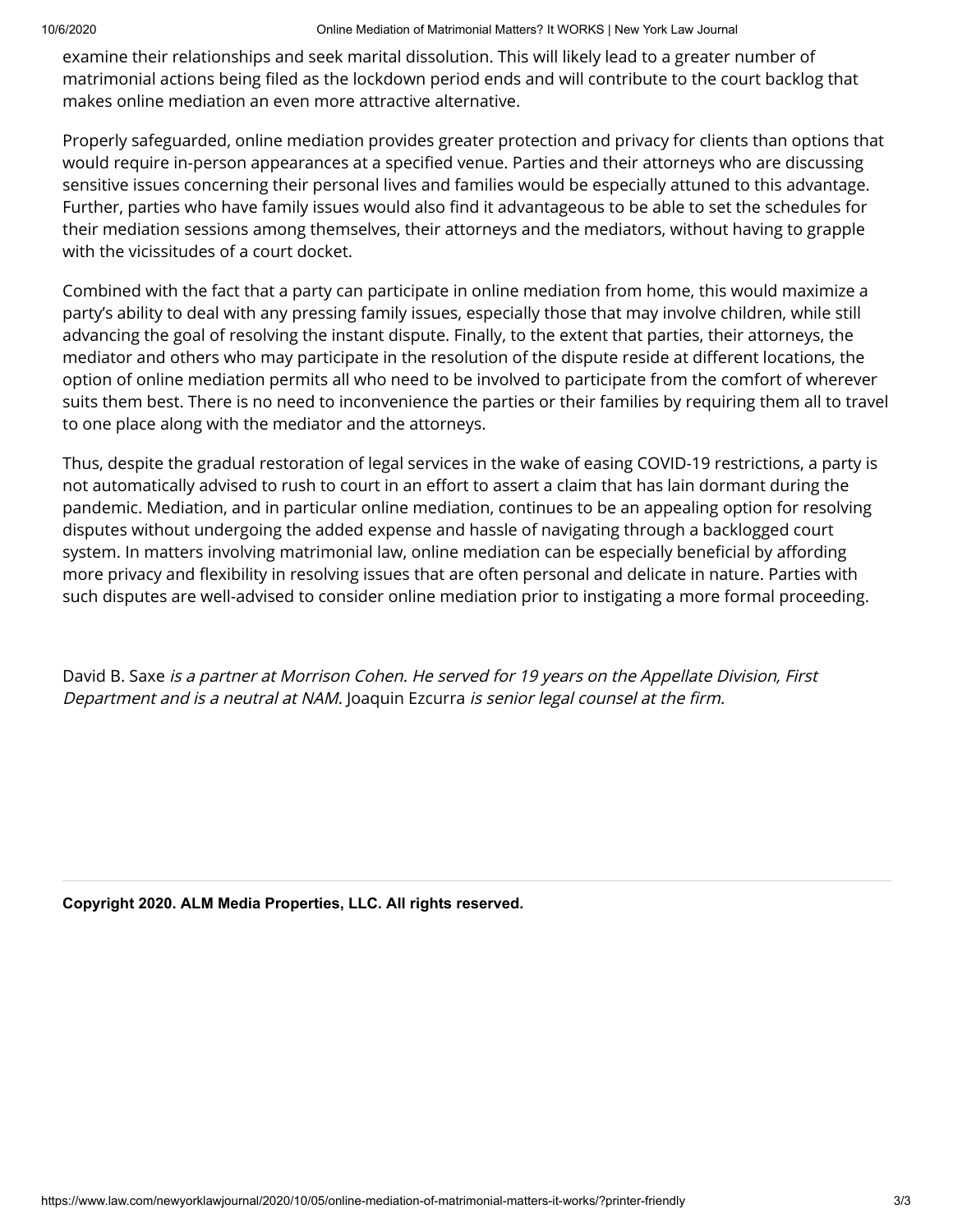examine their relationships and seek marital dissolution. This will likely lead to a greater number of matrimonial actions being filed as the lockdown period ends and will contribute to the court backlog that makes online mediation an even more attractive alternative.

Properly safeguarded, online mediation provides greater protection and privacy for clients than options that would require in-person appearances at a specified venue. Parties and their attorneys who are discussing sensitive issues concerning their personal lives and families would be especially attuned to this advantage. Further, parties who have family issues would also find it advantageous to be able to set the schedules for their mediation sessions among themselves, their attorneys and the mediators, without having to grapple with the vicissitudes of a court docket.

Combined with the fact that a party can participate in online mediation from home, this would maximize a party's ability to deal with any pressing family issues, especially those that may involve children, while still advancing the goal of resolving the instant dispute. Finally, to the extent that parties, their attorneys, the mediator and others who may participate in the resolution of the dispute reside at different locations, the option of online mediation permits all who need to be involved to participate from the comfort of wherever suits them best. There is no need to inconvenience the parties or their families by requiring them all to travel to one place along with the mediator and the attorneys.

Thus, despite the gradual restoration of legal services in the wake of easing COVID-19 restrictions, a party is not automatically advised to rush to court in an effort to assert a claim that has lain dormant during the pandemic. Mediation, and in particular online mediation, continues to be an appealing option for resolving disputes without undergoing the added expense and hassle of navigating through a backlogged court system. In matters involving matrimonial law, online mediation can be especially beneficial by affording more privacy and flexibility in resolving issues that are often personal and delicate in nature. Parties with such disputes are well-advised to consider online mediation prior to instigating a more formal proceeding.

David B. Saxe *is a partner at Morrison Cohen. He served for 19 years on the Appellate Division, First Department and is a neutral at NAM.* Joaquin Ezcurra *is senior legal counsel at the firm.*

---

**Copyright 2020. ALM Media Properties, LLC. All rights reserved.**